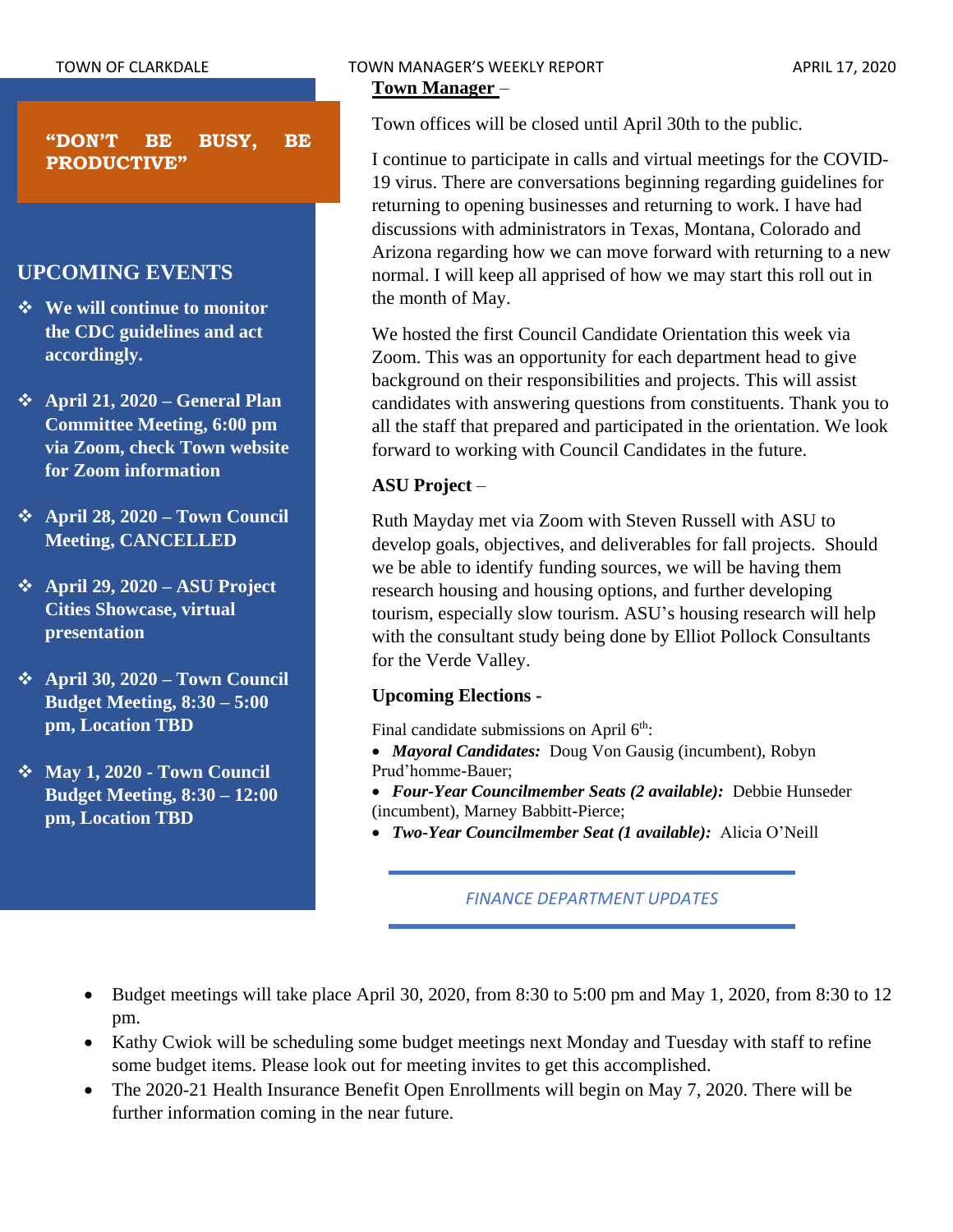**"DON'T BE BUSY, BE PRODUCTIVE"**

## UPCOMING EVENTS

- **We will continue to monitor the CDC guidelines and act accordingly.**
- **April 21, 2020 – General Plan Committee Meeting, 6:00 pm via Zoom, check Town website for Zoom information**
- **April 28, 2020 – Town Council Meeting, CANCELLED**
- **April 29, 2020 – ASU Project Cities Showcase, virtual presentation**
- **April 30, 2020 – Town Council Budget Meeting, 8:30 – 5:00 pm, Location TBD**
- **May 1, 2020 - Town Council Budget Meeting, 8:30 – 12:00 pm, Location TBD**

**Town Manager** –

Town offices will be closed until April 30th to the public.

I continue to participate in calls and virtual meetings for the COVID-19 virus. There are conversations beginning regarding guidelines for returning to opening businesses and returning to work. I have had discussions with administrators in Texas, Montana, Colorado and Arizona regarding how we can move forward with returning to a new normal. I will keep all apprised of how we may start this roll out in the month of May.

We hosted the first Council Candidate Orientation this week via Zoom. This was an opportunity for each department head to give background on their responsibilities and projects. This will assist candidates with answering questions from constituents. Thank you to all the staff that prepared and participated in the orientation. We look forward to working with Council Candidates in the future.

**ASU Project** –

Ruth Mayday met via Zoom with Steven Russell with ASU to develop goals, objectives, and deliverables for fall projects. Should we be able to identify funding sources, we will be having them research housing and housing options, and further developing tourism, especially slow tourism. ASU's housing research will help with the consultant study being done by Elliot Pollock Consultants for the Verde Valley.

**Upcoming Elections -**

Final candidate submissions on April 6th:

- ***Mayoral Candidates:*** Doug Von Gausig (incumbent), Robyn Prud'homme-Bauer;
- ***Four-Year Councilmember Seats (2 available):*** Debbie Hunseder (incumbent), Marney Babbitt-Pierce;
- ***Two-Year Councilmember Seat (1 available):*** Alicia O'Neill

## *FINANCE DEPARTMENT UPDATES*

- Budget meetings will take place April 30, 2020, from 8:30 to 5:00 pm and May 1, 2020, from 8:30 to 12 pm.
- Kathy Cwiok will be scheduling some budget meetings next Monday and Tuesday with staff to refine some budget items. Please look out for meeting invites to get this accomplished.
- The 2020-21 Health Insurance Benefit Open Enrollments will begin on May 7, 2020. There will be further information coming in the near future.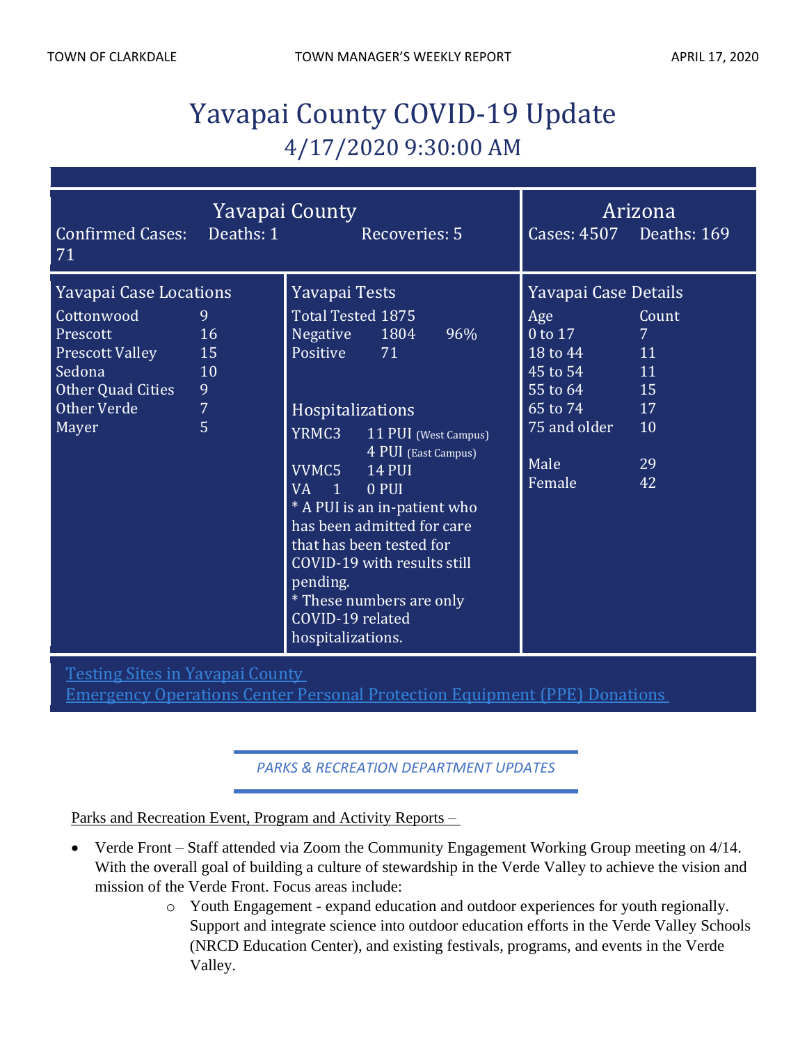# Yavapai County COVID-19 Update
## 4/17/2020 9:30:00 AM

### Yavapai County

Confirmed Cases: 71 Deaths: 1 Recoveries: 5

### Arizona

Cases: 4507 Deaths: 169

### Yavapai Case Locations

| Location | Count |
|---|---|
| Cottonwood | 9 |
| Prescott | 16 |
| Prescott Valley | 15 |
| Sedona | 10 |
| Other Quad Cities | 9 |
| Other Verde | 7 |
| Mayer | 5 |

### Yavapai Tests

| | | |
|---|---|---|
| Total Tested | 1875 | |
| Negative | 1804 | 96% |
| Positive | 71 | |

### Hospitalizations

| | |
|---|---|
| YRMC3 | 11 PUI (West Campus) |
| | 4 PUI (East Campus) |
| VVMC5 | 14 PUI |
| VA 1 | 0 PUI |

* A PUI is an in-patient who has been admitted for care that has been tested for COVID-19 with results still pending.
* These numbers are only COVID-19 related hospitalizations.

### Yavapai Case Details

| Age | Count |
|---|---|
| 0 to 17 | 7 |
| 18 to 44 | 11 |
| 45 to 54 | 11 |
| 55 to 64 | 15 |
| 65 to 74 | 17 |
| 75 and older | 10 |
| Male | 29 |
| Female | 42 |

Testing Sites in Yavapai County
Emergency Operations Center Personal Protection Equipment (PPE) Donations

*PARKS & RECREATION DEPARTMENT UPDATES*

Parks and Recreation Event, Program and Activity Reports –

- Verde Front – Staff attended via Zoom the Community Engagement Working Group meeting on 4/14. With the overall goal of building a culture of stewardship in the Verde Valley to achieve the vision and mission of the Verde Front. Focus areas include:
  - Youth Engagement - expand education and outdoor experiences for youth regionally. Support and integrate science into outdoor education efforts in the Verde Valley Schools (NRCD Education Center), and existing festivals, programs, and events in the Verde Valley.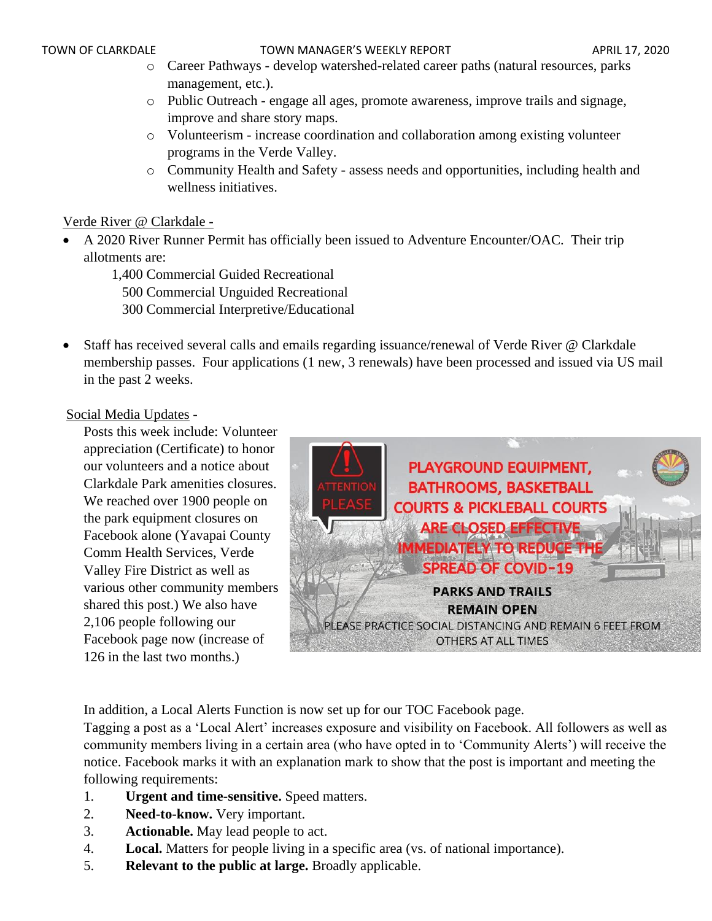- Career Pathways - develop watershed-related career paths (natural resources, parks management, etc.).
   - Public Outreach - engage all ages, promote awareness, improve trails and signage, improve and share story maps.
   - Volunteerism - increase coordination and collaboration among existing volunteer programs in the Verde Valley.
   - Community Health and Safety - assess needs and opportunities, including health and wellness initiatives.

Verde River @ Clarkdale -

- A 2020 River Runner Permit has officially been issued to Adventure Encounter/OAC. Their trip allotments are:

  1,400 Commercial Guided Recreational
  500 Commercial Unguided Recreational
  300 Commercial Interpretive/Educational

- Staff has received several calls and emails regarding issuance/renewal of Verde River @ Clarkdale membership passes. Four applications (1 new, 3 renewals) have been processed and issued via US mail in the past 2 weeks.

Social Media Updates -

Posts this week include: Volunteer appreciation (Certificate) to honor our volunteers and a notice about Clarkdale Park amenities closures. We reached over 1900 people on the park equipment closures on Facebook alone (Yavapai County Comm Health Services, Verde Valley Fire District as well as various other community members shared this post.) We also have 2,106 people following our Facebook page now (increase of 126 in the last two months.)

In addition, a Local Alerts Function is now set up for our TOC Facebook page. Tagging a post as a 'Local Alert' increases exposure and visibility on Facebook. All followers as well as community members living in a certain area (who have opted in to 'Community Alerts') will receive the notice. Facebook marks it with an explanation mark to show that the post is important and meeting the following requirements:

1. **Urgent and time-sensitive.** Speed matters.
2. **Need-to-know.** Very important.
3. **Actionable.** May lead people to act.
4. **Local.** Matters for people living in a specific area (vs. of national importance).
5. **Relevant to the public at large.** Broadly applicable.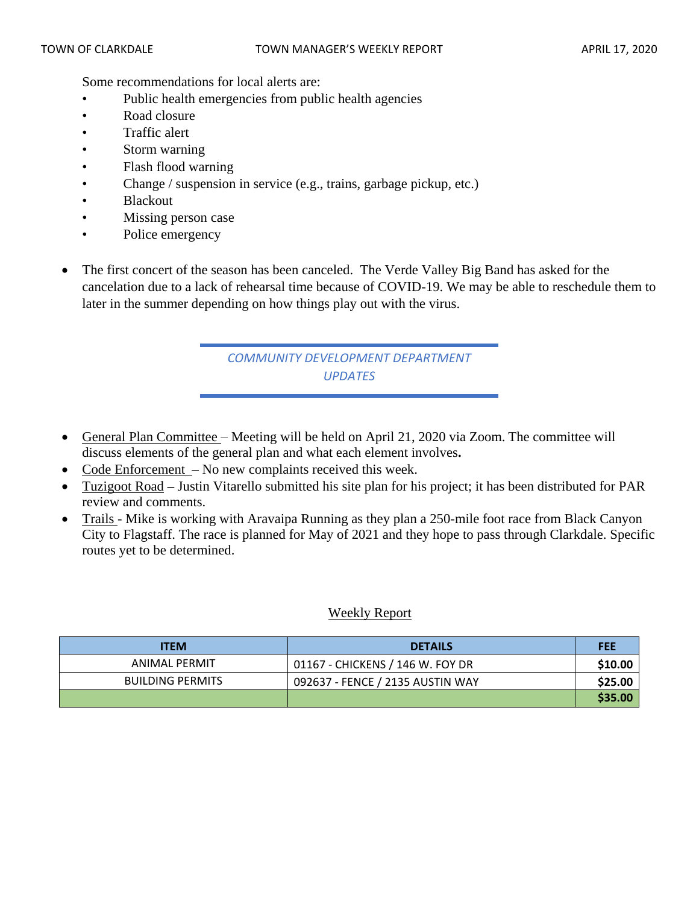Some recommendations for local alerts are:

- Public health emergencies from public health agencies
- Road closure
- Traffic alert
- Storm warning
- Flash flood warning
- Change / suspension in service (e.g., trains, garbage pickup, etc.)
- Blackout
- Missing person case
- Police emergency

- The first concert of the season has been canceled. The Verde Valley Big Band has asked for the cancelation due to a lack of rehearsal time because of COVID-19. We may be able to reschedule them to later in the summer depending on how things play out with the virus.

## *COMMUNITY DEVELOPMENT DEPARTMENT UPDATES*

- General Plan Committee – Meeting will be held on April 21, 2020 via Zoom. The committee will discuss elements of the general plan and what each element involves**.**
- Code Enforcement – No new complaints received this week.
- Tuzigoot Road **–** Justin Vitarello submitted his site plan for his project; it has been distributed for PAR review and comments.
- Trails - Mike is working with Aravaipa Running as they plan a 250-mile foot race from Black Canyon City to Flagstaff. The race is planned for May of 2021 and they hope to pass through Clarkdale. Specific routes yet to be determined.

### Weekly Report

| ITEM | DETAILS | FEE |
|---|---|---|
| ANIMAL PERMIT | 01167 - CHICKENS / 146 W. FOY DR | **$10.00** |
| BUILDING PERMITS | 092637 - FENCE / 2135 AUSTIN WAY | **$25.00** |
| | | **$35.00** |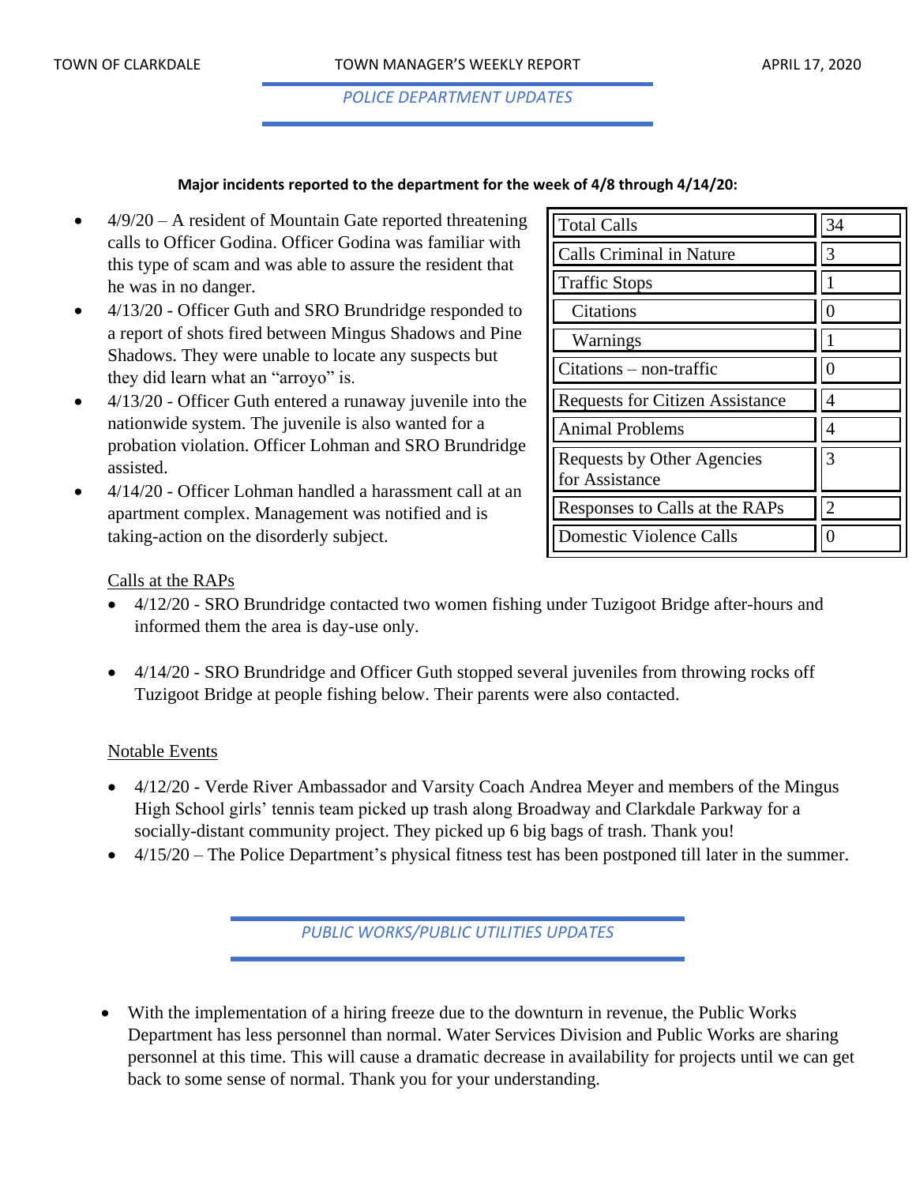## POLICE DEPARTMENT UPDATES

**Major incidents reported to the department for the week of 4/8 through 4/14/20:**

- 4/9/20 – A resident of Mountain Gate reported threatening calls to Officer Godina. Officer Godina was familiar with this type of scam and was able to assure the resident that he was in no danger.
- 4/13/20 - Officer Guth and SRO Brundridge responded to a report of shots fired between Mingus Shadows and Pine Shadows. They were unable to locate any suspects but they did learn what an "arroyo" is.
- 4/13/20 - Officer Guth entered a runaway juvenile into the nationwide system. The juvenile is also wanted for a probation violation. Officer Lohman and SRO Brundridge assisted.
- 4/14/20 - Officer Lohman handled a harassment call at an apartment complex. Management was notified and is taking-action on the disorderly subject.

| | |
|---|---|
| Total Calls | 34 |
| Calls Criminal in Nature | 3 |
| Traffic Stops | 1 |
| Citations | 0 |
| Warnings | 1 |
| Citations – non-traffic | 0 |
| Requests for Citizen Assistance | 4 |
| Animal Problems | 4 |
| Requests by Other Agencies for Assistance | 3 |
| Responses to Calls at the RAPs | 2 |
| Domestic Violence Calls | 0 |

Calls at the RAPs

- 4/12/20 - SRO Brundridge contacted two women fishing under Tuzigoot Bridge after-hours and informed them the area is day-use only.
- 4/14/20 - SRO Brundridge and Officer Guth stopped several juveniles from throwing rocks off Tuzigoot Bridge at people fishing below. Their parents were also contacted.

Notable Events

- 4/12/20 - Verde River Ambassador and Varsity Coach Andrea Meyer and members of the Mingus High School girls' tennis team picked up trash along Broadway and Clarkdale Parkway for a socially-distant community project. They picked up 6 big bags of trash. Thank you!
- 4/15/20 – The Police Department's physical fitness test has been postponed till later in the summer.

## PUBLIC WORKS/PUBLIC UTILITIES UPDATES

- With the implementation of a hiring freeze due to the downturn in revenue, the Public Works Department has less personnel than normal. Water Services Division and Public Works are sharing personnel at this time. This will cause a dramatic decrease in availability for projects until we can get back to some sense of normal. Thank you for your understanding.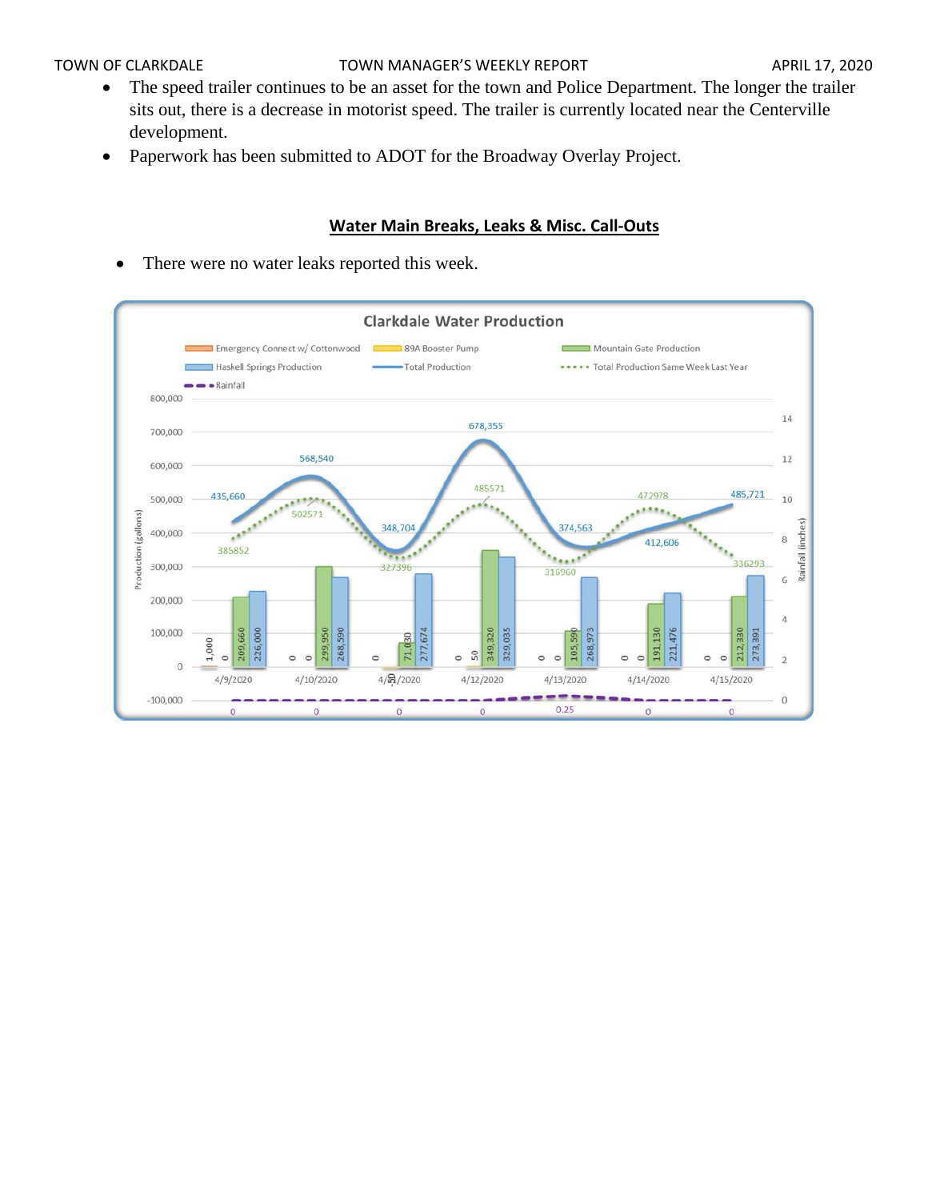- The speed trailer continues to be an asset for the town and Police Department. The longer the trailer sits out, there is a decrease in motorist speed. The trailer is currently located near the Centerville development.
- Paperwork has been submitted to ADOT for the Broadway Overlay Project.

## Water Main Breaks, Leaks & Misc. Call-Outs

- There were no water leaks reported this week.

Clarkdale Water Production

Emergency Connect w/ Cottonwood
89A Booster Pump
Mountain Gate Production
Haskell Springs Production
Total Production
Total Production Same Week Last Year
Rainfall

Production (gallons)
Rainfall (inches)

800,000
700,000
600,000
500,000
400,000
300,000
200,000
100,000
0
-100,000

14
12
10
8
6
4
2
0

4/9/2020: 1,000 | 0 | 209,660 | 226,000 | 435,660 | 385852 | 0
4/10/2020: 0 | 0 | 299,950 | 268,590 | 568,540 | 502571 | 0
4/11/2020: 0 | 0 | 71,030 | 277,674 | 348,704 | 327396 | 0
4/12/2020: 0 | 50 | 349,320 | 329,035 | 678,355 | 485571 | 0
4/13/2020: 0 | 0 | 105,590 | 268,973 | 374,563 | 316960 | 0.25
4/14/2020: 0 | 0 | 191,130 | 221,476 | 412,606 | 472978 | 0
4/15/2020: 0 | 0 | 212,330 | 273,391 | 485,721 | 336293 | 0